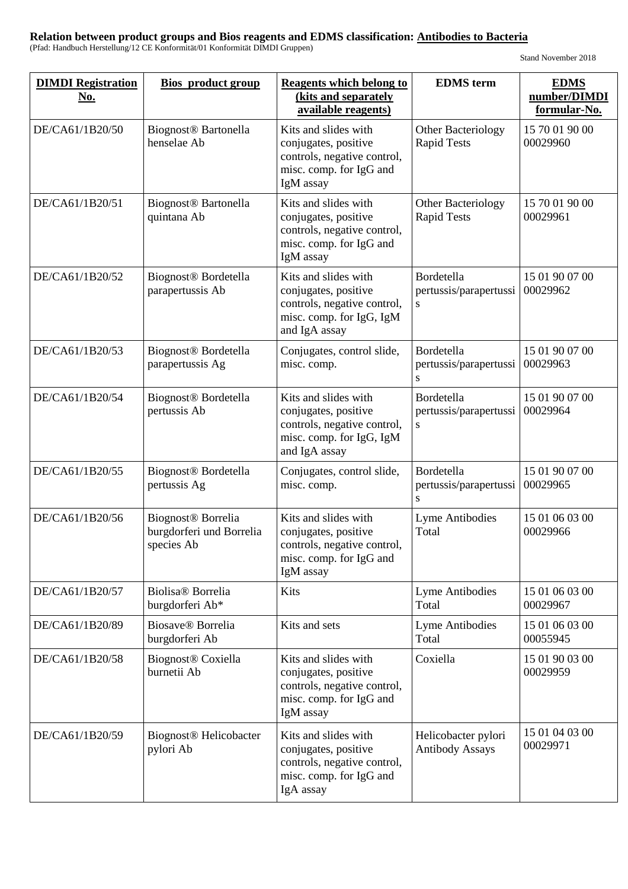**Relation between product groups and Bios reagents and EDMS classification: Antibodies to Bacteria**

(Pfad: Handbuch Herstellung/12 CE Konformität/01 Konformität DIMDI Gruppen)

Stand November 2018

| DIMDI Registration No. | Bios product group | Reagents which belong to (kits and separately available reagents) | EDMS term | EDMS number/DIMDI formular-No. |
|---|---|---|---|---|
| DE/CA61/1B20/50 | Biognost® Bartonella henselae Ab | Kits and slides with conjugates, positive controls, negative control, misc. comp. for IgG and IgM assay | Other Bacteriology Rapid Tests | 15 70 01 90 00 00029960 |
| DE/CA61/1B20/51 | Biognost® Bartonella quintana Ab | Kits and slides with conjugates, positive controls, negative control, misc. comp. for IgG and IgM assay | Other Bacteriology Rapid Tests | 15 70 01 90 00 00029961 |
| DE/CA61/1B20/52 | Biognost® Bordetella parapertussis Ab | Kits and slides with conjugates, positive controls, negative control, misc. comp. for IgG, IgM and IgA assay | Bordetella pertussis/parapertussis | 15 01 90 07 00 00029962 |
| DE/CA61/1B20/53 | Biognost® Bordetella parapertussis Ag | Conjugates, control slide, misc. comp. | Bordetella pertussis/parapertussis | 15 01 90 07 00 00029963 |
| DE/CA61/1B20/54 | Biognost® Bordetella pertussis Ab | Kits and slides with conjugates, positive controls, negative control, misc. comp. for IgG, IgM and IgA assay | Bordetella pertussis/parapertussis | 15 01 90 07 00 00029964 |
| DE/CA61/1B20/55 | Biognost® Bordetella pertussis Ag | Conjugates, control slide, misc. comp. | Bordetella pertussis/parapertussis | 15 01 90 07 00 00029965 |
| DE/CA61/1B20/56 | Biognost® Borrelia burgdorferi und Borrelia species Ab | Kits and slides with conjugates, positive controls, negative control, misc. comp. for IgG and IgM assay | Lyme Antibodies Total | 15 01 06 03 00 00029966 |
| DE/CA61/1B20/57 | Biolisa® Borrelia burgdorferi Ab* | Kits | Lyme Antibodies Total | 15 01 06 03 00 00029967 |
| DE/CA61/1B20/89 | Biosave® Borrelia burgdorferi Ab | Kits and sets | Lyme Antibodies Total | 15 01 06 03 00 00055945 |
| DE/CA61/1B20/58 | Biognost® Coxiella burnetii Ab | Kits and slides with conjugates, positive controls, negative control, misc. comp. for IgG and IgM assay | Coxiella | 15 01 90 03 00 00029959 |
| DE/CA61/1B20/59 | Biognost® Helicobacter pylori Ab | Kits and slides with conjugates, positive controls, negative control, misc. comp. for IgG and IgA assay | Helicobacter pylori Antibody Assays | 15 01 04 03 00 00029971 |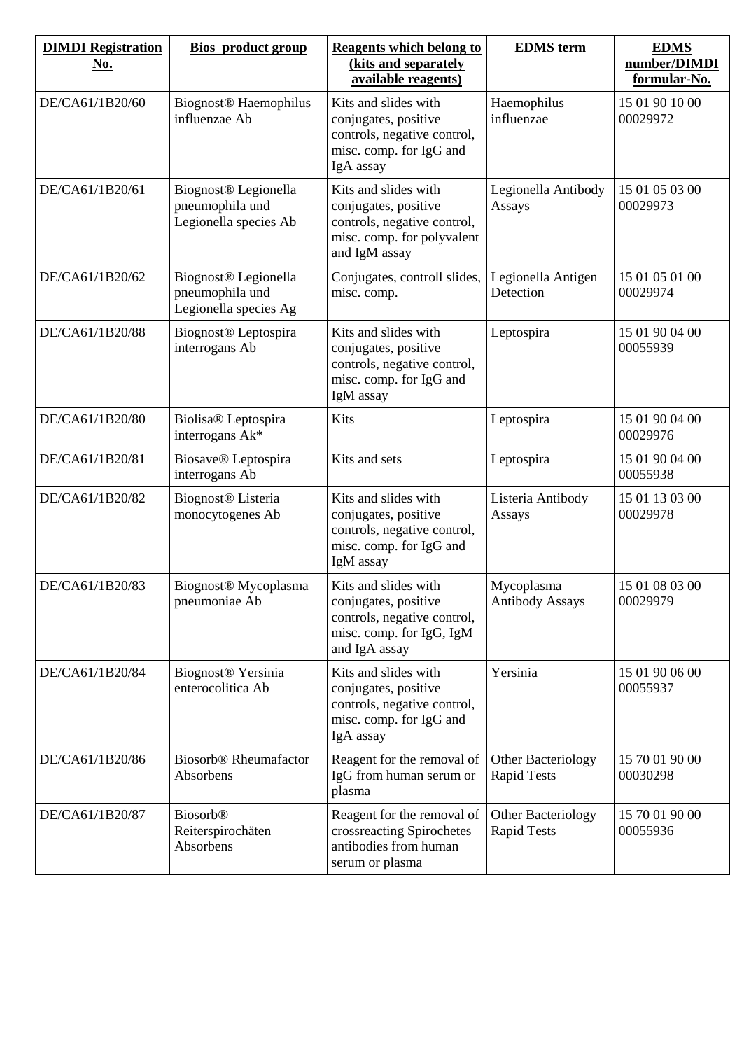| DIMDI Registration No. | Bios product group | Reagents which belong to (kits and separately available reagents) | EDMS term | EDMS number/DIMDI formular-No. |
|---|---|---|---|---|
| DE/CA61/1B20/60 | Biognost® Haemophilus influenzae Ab | Kits and slides with conjugates, positive controls, negative control, misc. comp. for IgG and IgA assay | Haemophilus influenzae | 15 01 90 10 00 00029972 |
| DE/CA61/1B20/61 | Biognost® Legionella pneumophila und Legionella species Ab | Kits and slides with conjugates, positive controls, negative control, misc. comp. for polyvalent and IgM assay | Legionella Antibody Assays | 15 01 05 03 00 00029973 |
| DE/CA61/1B20/62 | Biognost® Legionella pneumophila und Legionella species Ag | Conjugates, controll slides, misc. comp. | Legionella Antigen Detection | 15 01 05 01 00 00029974 |
| DE/CA61/1B20/88 | Biognost® Leptospira interrogans Ab | Kits and slides with conjugates, positive controls, negative control, misc. comp. for IgG and IgM assay | Leptospira | 15 01 90 04 00 00055939 |
| DE/CA61/1B20/80 | Biolisa® Leptospira interrogans Ak* | Kits | Leptospira | 15 01 90 04 00 00029976 |
| DE/CA61/1B20/81 | Biosave® Leptospira interrogans Ab | Kits and sets | Leptospira | 15 01 90 04 00 00055938 |
| DE/CA61/1B20/82 | Biognost® Listeria monocytogenes Ab | Kits and slides with conjugates, positive controls, negative control, misc. comp. for IgG and IgM assay | Listeria Antibody Assays | 15 01 13 03 00 00029978 |
| DE/CA61/1B20/83 | Biognost® Mycoplasma pneumoniae Ab | Kits and slides with conjugates, positive controls, negative control, misc. comp. for IgG, IgM and IgA assay | Mycoplasma Antibody Assays | 15 01 08 03 00 00029979 |
| DE/CA61/1B20/84 | Biognost® Yersinia enterocolitica Ab | Kits and slides with conjugates, positive controls, negative control, misc. comp. for IgG and IgA assay | Yersinia | 15 01 90 06 00 00055937 |
| DE/CA61/1B20/86 | Biosorb® Rheumafactor Absorbens | Reagent for the removal of IgG from human serum or plasma | Other Bacteriology Rapid Tests | 15 70 01 90 00 00030298 |
| DE/CA61/1B20/87 | Biosorb® Reiterspirochäten Absorbens | Reagent for the removal of crossreacting Spirochetes antibodies from human serum or plasma | Other Bacteriology Rapid Tests | 15 70 01 90 00 00055936 |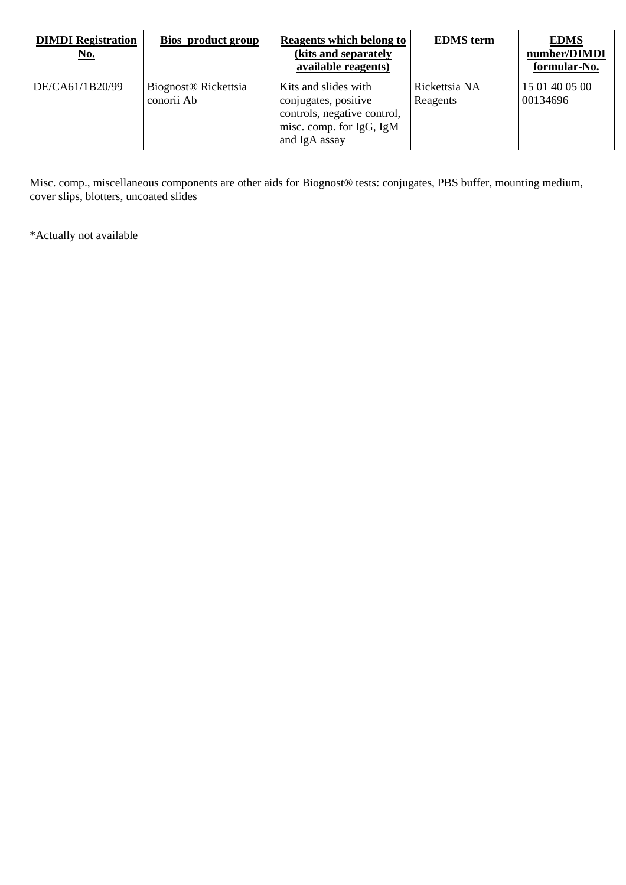| **DIMDI Registration No.** | **Bios product group** | **Reagents which belong to (kits and separately available reagents)** | **EDMS term** | **EDMS number/DIMDI formular-No.** |
| --- | --- | --- | --- | --- |
| DE/CA61/1B20/99 | Biognost® Rickettsia conorii Ab | Kits and slides with conjugates, positive controls, negative control, misc. comp. for IgG, IgM and IgA assay | Rickettsia NA Reagents | 15 01 40 05 00 00134696 |

Misc. comp., miscellaneous components are other aids for Biognost® tests: conjugates, PBS buffer, mounting medium, cover slips, blotters, uncoated slides

*Actually not available